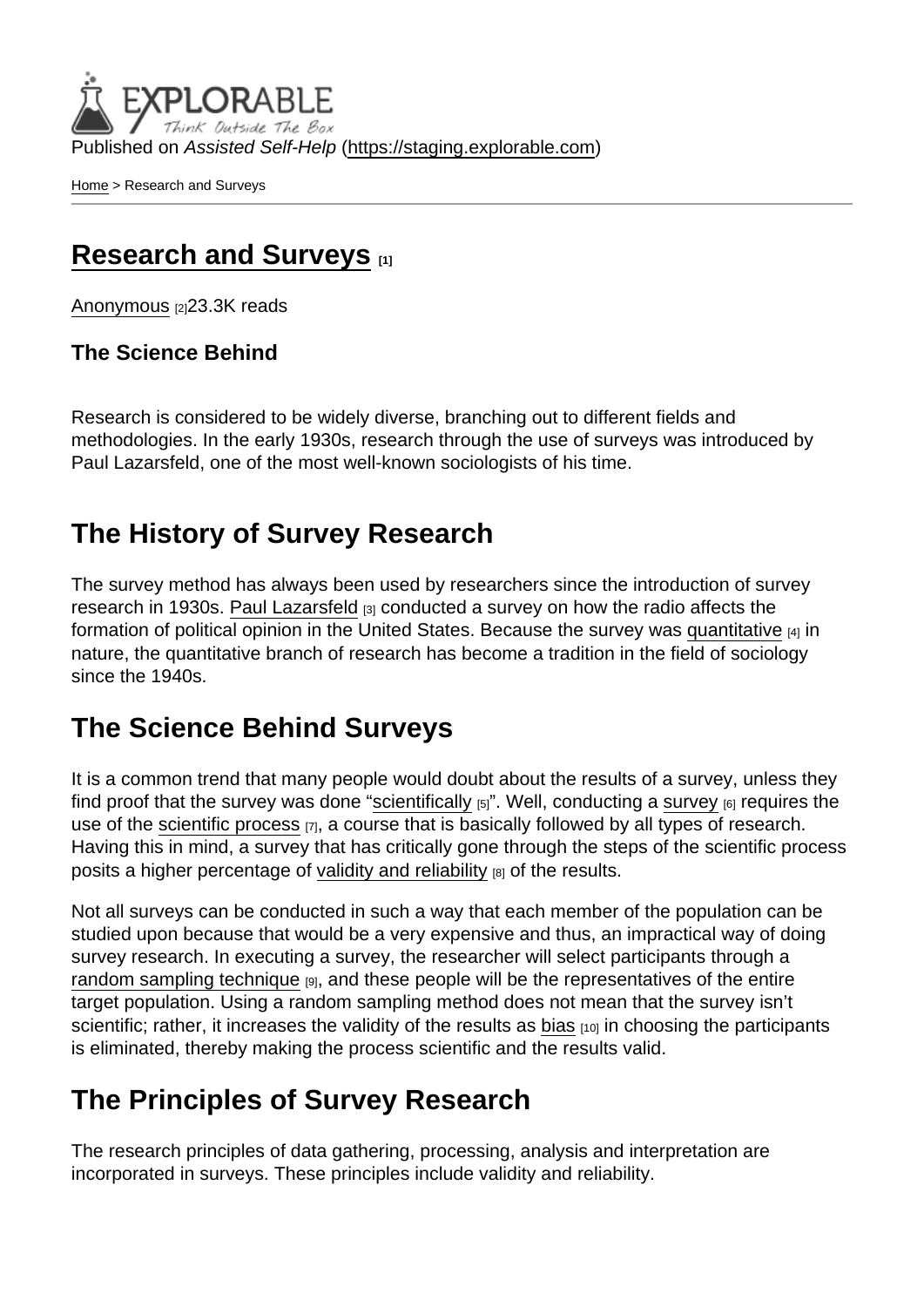Published on *Assisted Self-Help* (https://staging.explorable.com)

Home > Research and Surveys

# Research and Surveys [1]

Anonymous [2]23.3K reads

**The Science Behind**

Research is considered to be widely diverse, branching out to different fields and methodologies. In the early 1930s, research through the use of surveys was introduced by Paul Lazarsfeld, one of the most well-known sociologists of his time.

## The History of Survey Research

The survey method has always been used by researchers since the introduction of survey research in 1930s. Paul Lazarsfeld [3] conducted a survey on how the radio affects the formation of political opinion in the United States. Because the survey was quantitative [4] in nature, the quantitative branch of research has become a tradition in the field of sociology since the 1940s.

## The Science Behind Surveys

It is a common trend that many people would doubt about the results of a survey, unless they find proof that the survey was done "scientifically [5]". Well, conducting a survey [6] requires the use of the scientific process [7], a course that is basically followed by all types of research. Having this in mind, a survey that has critically gone through the steps of the scientific process posits a higher percentage of validity and reliability [8] of the results.

Not all surveys can be conducted in such a way that each member of the population can be studied upon because that would be a very expensive and thus, an impractical way of doing survey research. In executing a survey, the researcher will select participants through a random sampling technique [9], and these people will be the representatives of the entire target population. Using a random sampling method does not mean that the survey isn't scientific; rather, it increases the validity of the results as bias [10] in choosing the participants is eliminated, thereby making the process scientific and the results valid.

## The Principles of Survey Research

The research principles of data gathering, processing, analysis and interpretation are incorporated in surveys. These principles include validity and reliability.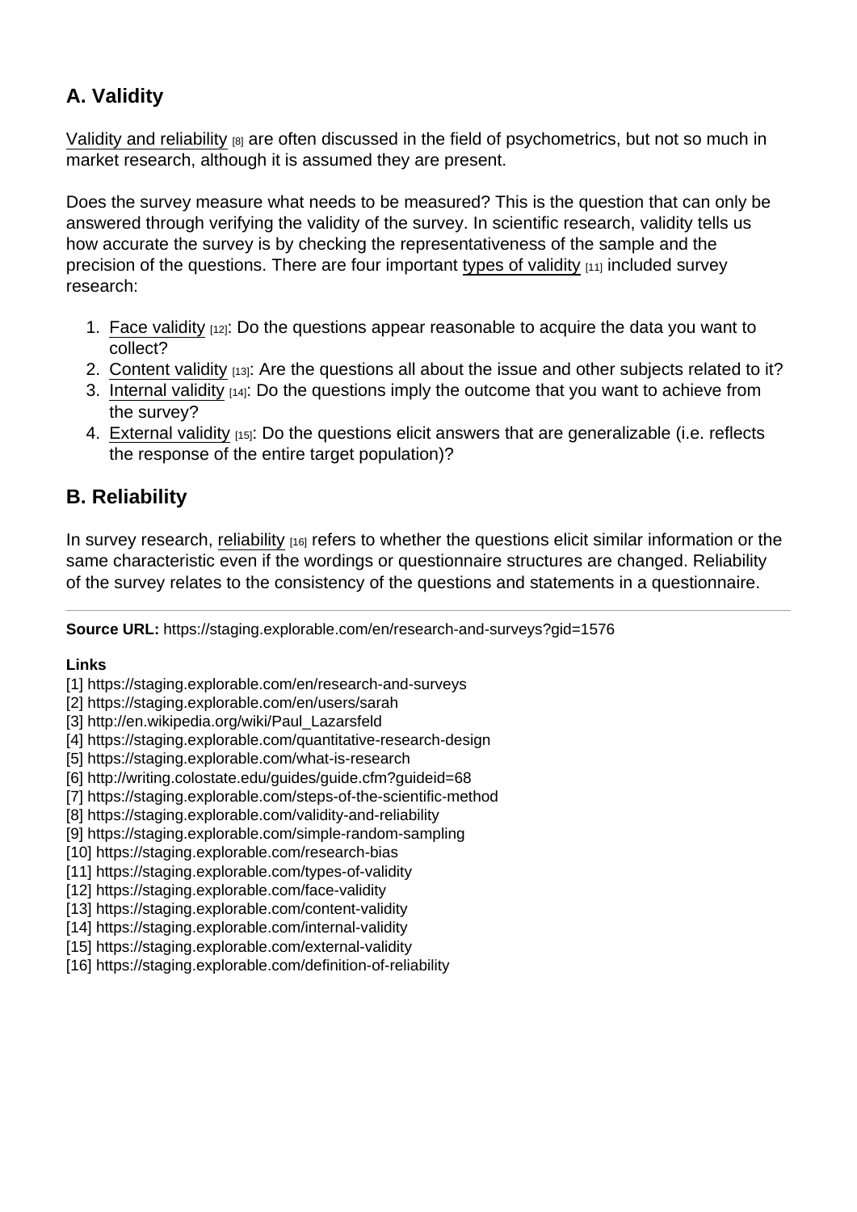## A. Validity

Validity and reliability [8] are often discussed in the field of psychometrics, but not so much in market research, although it is assumed they are present.

Does the survey measure what needs to be measured? This is the question that can only be answered through verifying the validity of the survey. In scientific research, validity tells us how accurate the survey is by checking the representativeness of the sample and the precision of the questions. There are four important types of validity [11] included survey research:

1. Face validity [12]: Do the questions appear reasonable to acquire the data you want to collect?
2. Content validity [13]: Are the questions all about the issue and other subjects related to it?
3. Internal validity [14]: Do the questions imply the outcome that you want to achieve from the survey?
4. External validity [15]: Do the questions elicit answers that are generalizable (i.e. reflects the response of the entire target population)?

## B. Reliability

In survey research, reliability [16] refers to whether the questions elicit similar information or the same characteristic even if the wordings or questionnaire structures are changed. Reliability of the survey relates to the consistency of the questions and statements in a questionnaire.

---

**Source URL:** https://staging.explorable.com/en/research-and-surveys?gid=1576

**Links**

[1] https://staging.explorable.com/en/research-and-surveys
[2] https://staging.explorable.com/en/users/sarah
[3] http://en.wikipedia.org/wiki/Paul_Lazarsfeld
[4] https://staging.explorable.com/quantitative-research-design
[5] https://staging.explorable.com/what-is-research
[6] http://writing.colostate.edu/guides/guide.cfm?guideid=68
[7] https://staging.explorable.com/steps-of-the-scientific-method
[8] https://staging.explorable.com/validity-and-reliability
[9] https://staging.explorable.com/simple-random-sampling
[10] https://staging.explorable.com/research-bias
[11] https://staging.explorable.com/types-of-validity
[12] https://staging.explorable.com/face-validity
[13] https://staging.explorable.com/content-validity
[14] https://staging.explorable.com/internal-validity
[15] https://staging.explorable.com/external-validity
[16] https://staging.explorable.com/definition-of-reliability